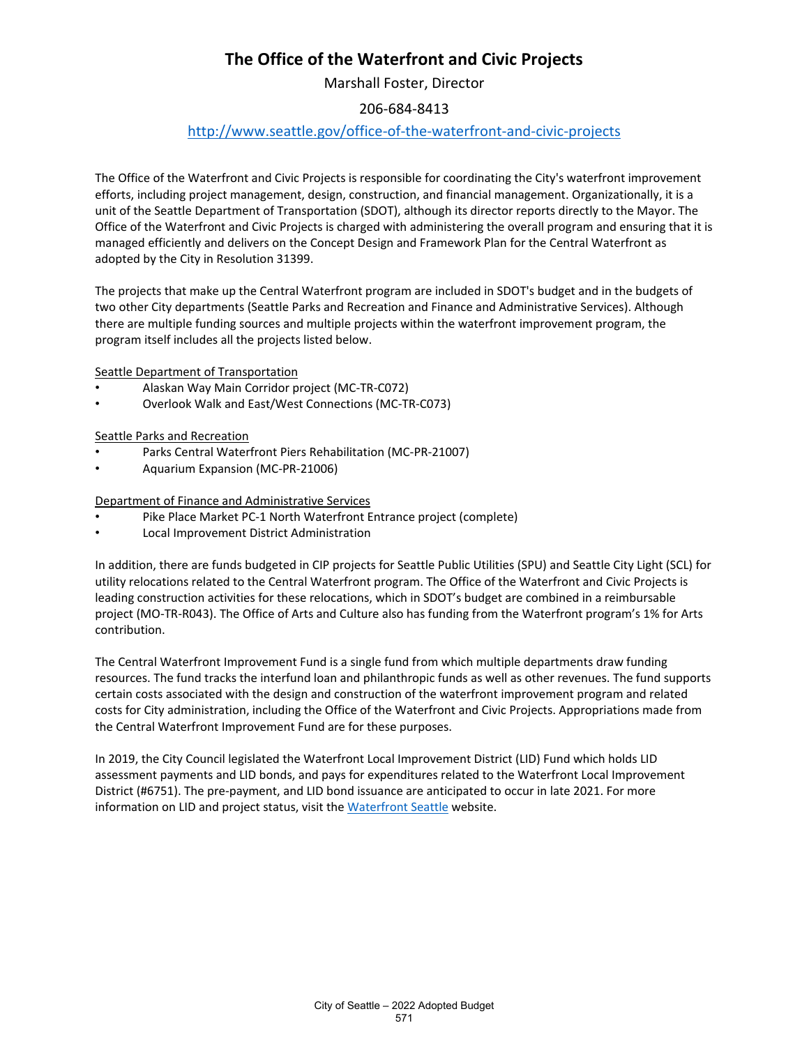# The Office of the Waterfront and Civic Projects

Marshall Foster, Director

206-684-8413

[http://www.seattle.gov/office-of-the-waterfront-and-civic-projects](http://www.seattle.gov/office-of-the-waterfront-and-civic-projects)

The Office of the Waterfront and Civic Projects is responsible for coordinating the City's waterfront improvement efforts, including project management, design, construction, and financial management. Organizationally, it is a unit of the Seattle Department of Transportation (SDOT), although its director reports directly to the Mayor. The Office of the Waterfront and Civic Projects is charged with administering the overall program and ensuring that it is managed efficiently and delivers on the Concept Design and Framework Plan for the Central Waterfront as adopted by the City in Resolution 31399.

The projects that make up the Central Waterfront program are included in SDOT's budget and in the budgets of two other City departments (Seattle Parks and Recreation and Finance and Administrative Services). Although there are multiple funding sources and multiple projects within the waterfront improvement program, the program itself includes all the projects listed below.

Seattle Department of Transportation

- Alaskan Way Main Corridor project (MC-TR-C072)
- Overlook Walk and East/West Connections (MC-TR-C073)

Seattle Parks and Recreation

- Parks Central Waterfront Piers Rehabilitation (MC-PR-21007)
- Aquarium Expansion (MC-PR-21006)

Department of Finance and Administrative Services

- Pike Place Market PC-1 North Waterfront Entrance project (complete)
- Local Improvement District Administration

In addition, there are funds budgeted in CIP projects for Seattle Public Utilities (SPU) and Seattle City Light (SCL) for utility relocations related to the Central Waterfront program. The Office of the Waterfront and Civic Projects is leading construction activities for these relocations, which in SDOT's budget are combined in a reimbursable project (MO-TR-R043). The Office of Arts and Culture also has funding from the Waterfront program's 1% for Arts contribution.

The Central Waterfront Improvement Fund is a single fund from which multiple departments draw funding resources. The fund tracks the interfund loan and philanthropic funds as well as other revenues. The fund supports certain costs associated with the design and construction of the waterfront improvement program and related costs for City administration, including the Office of the Waterfront and Civic Projects. Appropriations made from the Central Waterfront Improvement Fund are for these purposes.

In 2019, the City Council legislated the Waterfront Local Improvement District (LID) Fund which holds LID assessment payments and LID bonds, and pays for expenditures related to the Waterfront Local Improvement District (#6751). The pre-payment, and LID bond issuance are anticipated to occur in late 2021. For more information on LID and project status, visit the Waterfront Seattle website.